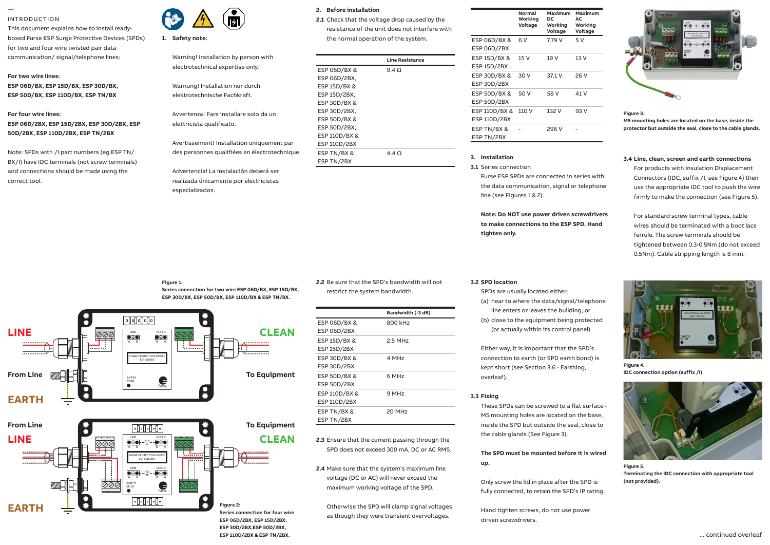## INTRODUCTION

This document explains how to install ready-boxed Furse ESP Surge Protective Devices (SPDs) for two and four wire twisted pair data communication/ signal/telephone lines:

**For two wire lines:**

**ESP 06D/BX, ESP 15D/BX, ESP 30D/BX, ESP 50D/BX, ESP 110D/BX, ESP TN/BX**

**For four wire lines:**

**ESP 06D/2BX, ESP 15D/2BX, ESP 30D/2BX, ESP 50D/2BX, ESP 110D/2BX, ESP TN/2BX**

Note: SPDs with /I part numbers (eg ESP TN/BX/I) have IDC terminals (not screw terminals) and connections should be made using the correct tool.

### 1. Safety note:

Warning! Installation by person with electrotechnical expertise only.

Warnung! Installation nur durch elektrotechnische Fachkraft.

Avvertenza! Fare installare solo da un elettricista qualificato.

Avertissement! Installation uniquement par des personnes qualifiées en électrotechnique.

Advertencia! La instalación deberá ser realizada únicamente por electricistas especializados.

**Figure 1:**
**Series connection for two wire ESP 06D/BX, ESP 15D/BX, ESP 30D/BX, ESP 50D/BX, ESP 110D/BX & ESP TN/BX.**

**Figure 2:**
**Series connection for four wire ESP 06D/2BX, ESP 15D/2BX, ESP 30D/2BX,ESP 50D/2BX, ESP 110D/2BX & ESP TN/2BX.**

### 2. Before installation

**2.1** Check that the voltage drop caused by the resistance of the unit does not interfere with the normal operation of the system.

| | Line Resistance |
|---|---|
| ESP 06D/BX & ESP 06D/2BX, ESP 15D/BX & ESP 15D/2BX, ESP 30D/BX & ESP 30D/2BX, ESP 50D/BX & ESP 50D/2BX, ESP 110D/BX & ESP 110D/2BX | 9.4 Ω |
| ESP TN/BX & ESP TN/2BX | 4.4 Ω |

**2.2** Be sure that the SPD's bandwidth will not restrict the system bandwidth.

| | Bandwidth (-3 dB) |
|---|---|
| ESP 06D/BX & ESP 06D/2BX | 800 kHz |
| ESP 15D/BX & ESP 15D/2BX | 2.5 MHz |
| ESP 30D/BX & ESP 30D/2BX | 4 MHz |
| ESP 50D/BX & ESP 50D/2BX | 6 MHz |
| ESP 110D/BX & ESP 110D/2BX | 9 MHz |
| ESP TN/BX & ESP TN/2BX | 20 MHz |

**2.3** Ensure that the current passing through the SPD does not exceed 300 mA, DC or AC RMS.

**2.4** Make sure that the system's maximum line voltage (DC or AC) will never exceed the maximum working voltage of the SPD.

Otherwise the SPD will clamp signal voltages as though they were transient overvoltages.

| | Normal Working Voltage | Maximum DC Working Voltage | Maximum AC Working Voltage |
|---|---|---|---|
| ESP 06D/BX & ESP 06D/2BX | 6 V | 7.79 V | 5 V |
| ESP 15D/BX & ESP 15D/2BX | 15 V | 19 V | 13 V |
| ESP 30D/BX & ESP 30D/2BX | 30 V | 37.1 V | 26 V |
| ESP 50D/BX & ESP 50D/2BX | 50 V | 58 V | 41 V |
| ESP 110D/BX & ESP 110D/2BX | 110 V | 132 V | 93 V |
| ESP TN/BX & ESP TN/2BX | - | 296 V | - |

### 3. Installation

**3.1** Series connection

Furse ESP SPDs are connected in series with the data communication, signal or telephone line (see Figures 1 & 2).

**Note: Do NOT use power driven screwdrivers to make connections to the ESP SPD. Hand tighten only.**

**3.2 SPD location**

SPDs are usually located either:

(a) near to where the data/signal/telephone line enters or leaves the building, or

(b) close to the equipment being protected (or actually within its control panel)

Either way, it is important that the SPD's connection to earth (or SPD earth bond) is kept short (see Section 3.6 - Earthing, overleaf).

**3.3 Fixing**

These SPDs can be screwed to a flat surface - M5 mounting holes are located on the base, inside the SPD but outside the seal, close to the cable glands (See Figure 3).

**The SPD must be mounted before it is wired up.**

Only screw the lid in place after the SPD is fully connected, to retain the SPD's IP rating.

Hand tighten screws, do not use power driven screwdrivers.

**Figure 3.**
**M5 mounting holes are located on the base, inside the protector but outside the seal, close to the cable glands.**

**3.4 Line, clean, screen and earth connections**

For products with Insulation Displacement Connectors (IDC, suffix /I, see Figure 4) then use the appropriate IDC tool to push the wire firmly to make the connection (see Figure 5).

For standard screw terminal types, cable wires should be terminated with a boot lace ferrule. The screw terminals should be tightened between 0.3-0.5Nm (do not exceed 0.5Nm). Cable stripping length is 8 mm.

**Figure 4.**
**IDC connection option (suffix /I)**

**Figure 5.**
**Terminating the IDC connection with appropriate tool (not provided).**

... continued overleaf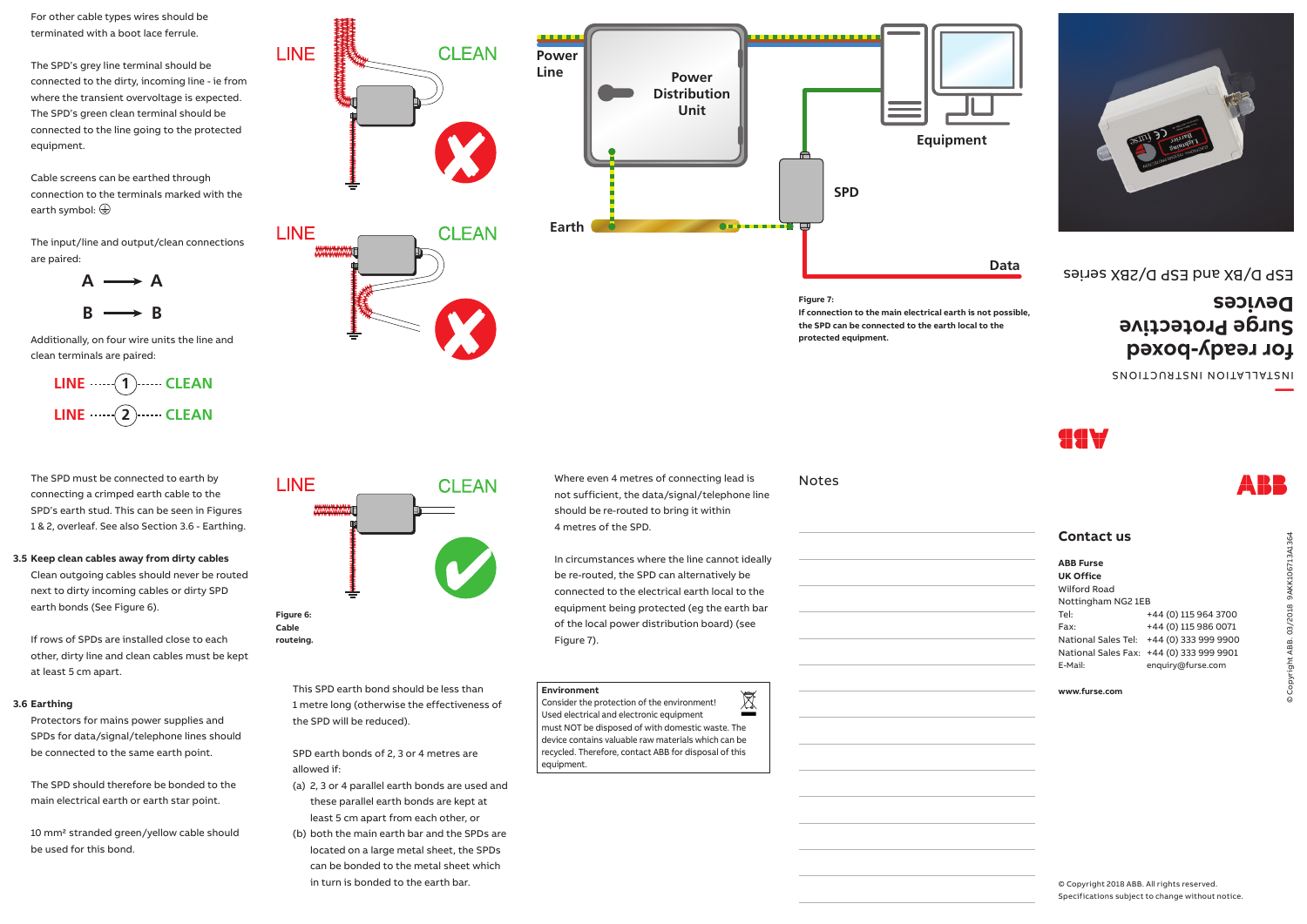For other cable types wires should be terminated with a boot lace ferrule.

The SPD's grey line terminal should be connected to the dirty, incoming line - ie from where the transient overvoltage is expected. The SPD's green clean terminal should be connected to the line going to the protected equipment.

Cable screens can be earthed through connection to the terminals marked with the earth symbol: ⏚

The input/line and output/clean connections are paired:

A ⟶ A

B ⟶ B

Additionally, on four wire units the line and clean terminals are paired:

LINE ······ 1 ······ CLEAN

LINE ······ 2 ······ CLEAN

The SPD must be connected to earth by connecting a crimped earth cable to the SPD's earth stud. This can be seen in Figures 1 & 2, overleaf. See also Section 3.6 - Earthing.

### 3.5 Keep clean cables away from dirty cables

Clean outgoing cables should never be routed next to dirty incoming cables or dirty SPD earth bonds (See Figure 6).

If rows of SPDs are installed close to each other, dirty line and clean cables must be kept at least 5 cm apart.

### 3.6 Earthing

Protectors for mains power supplies and SPDs for data/signal/telephone lines should be connected to the same earth point.

The SPD should therefore be bonded to the main electrical earth or earth star point.

10 mm² stranded green/yellow cable should be used for this bond.

LINE CLEAN

LINE CLEAN

LINE CLEAN

**Figure 6: Cable routeing.**

This SPD earth bond should be less than 1 metre long (otherwise the effectiveness of the SPD will be reduced).

SPD earth bonds of 2, 3 or 4 metres are allowed if:

(a) 2, 3 or 4 parallel earth bonds are used and these parallel earth bonds are kept at least 5 cm apart from each other, or

(b) both the main earth bar and the SPDs are located on a large metal sheet, the SPDs can be bonded to the metal sheet which in turn is bonded to the earth bar.

Power Line

Power Distribution Unit

Equipment

SPD

Earth

Data

**Figure 7:**
**If connection to the main electrical earth is not possible, the SPD can be connected to the earth local to the protected equipment.**

Where even 4 metres of connecting lead is not sufficient, the data/signal/telephone line should be re-routed to bring it within 4 metres of the SPD.

In circumstances where the line cannot ideally be re-routed, the SPD can alternatively be connected to the electrical earth local to the equipment being protected (eg the earth bar of the local power distribution board) (see Figure 7).

**Environment**
Consider the protection of the environment!
Used electrical and electronic equipment must NOT be disposed of with domestic waste. The device contains valuable raw materials which can be recycled. Therefore, contact ABB for disposal of this equipment.

Notes

INSTALLATION INSTRUCTIONS

# for ready-boxed Surge Protective Devices

ESP D/BX and ESP D/2BX series

## Contact us

**ABB Furse**
**UK Office**
Wilford Road
Nottingham NG2 1EB

| | |
|---|---|
| Tel: | +44 (0) 115 964 3700 |
| Fax: | +44 (0) 115 986 0071 |
| National Sales Tel: | +44 (0) 333 999 9900 |
| National Sales Fax: | +44 (0) 333 999 9901 |
| E-Mail: | enquiry@furse.com |

**www.furse.com**

© Copyright 2018 ABB. All rights reserved.
Specifications subject to change without notice.

© Copyright ABB. 03/2018 9AKK106713A1364